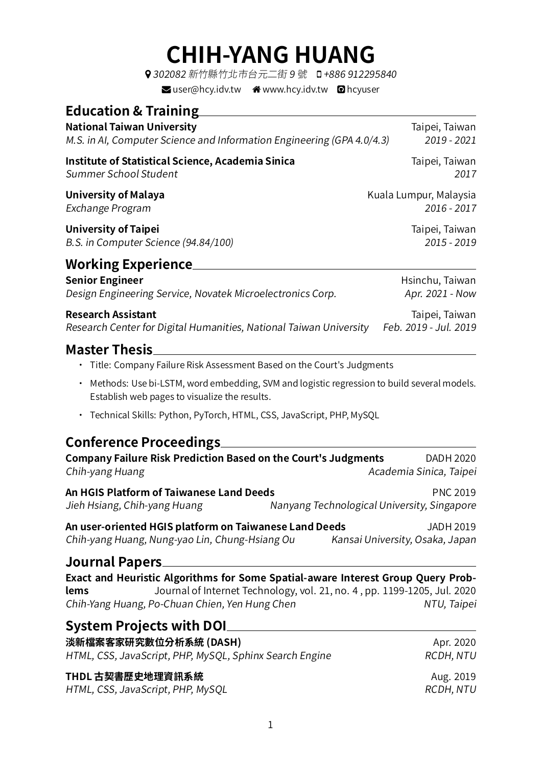# CHIH-YANG HUANG

302082 新竹縣竹北市台元二街 9 號 +886 912295840

user@hcy.idv.tw www.hcy.idv.tw hcyuser

## Education & Training

**National Taiwan University** Taipei, Taiwan
*M.S. in AI, Computer Science and Information Engineering (GPA 4.0/4.3)* *2019 - 2021*

**Institute of Statistical Science, Academia Sinica** Taipei, Taiwan
*Summer School Student* *2017*

**University of Malaya** Kuala Lumpur, Malaysia
*Exchange Program* *2016 - 2017*

**University of Taipei** Taipei, Taiwan
*B.S. in Computer Science (94.84/100)* *2015 - 2019*

## Working Experience

**Senior Engineer** Hsinchu, Taiwan
*Design Engineering Service, Novatek Microelectronics Corp.* *Apr. 2021 - Now*

**Research Assistant** Taipei, Taiwan
*Research Center for Digital Humanities, National Taiwan University* *Feb. 2019 - Jul. 2019*

## Master Thesis

- Title: Company Failure Risk Assessment Based on the Court's Judgments
- Methods: Use bi-LSTM, word embedding, SVM and logistic regression to build several models. Establish web pages to visualize the results.
- Technical Skills: Python, PyTorch, HTML, CSS, JavaScript, PHP, MySQL

## Conference Proceedings

**Company Failure Risk Prediction Based on the Court's Judgments** DADH 2020
*Chih-yang Huang* *Academia Sinica, Taipei*

**An HGIS Platform of Taiwanese Land Deeds** PNC 2019
*Jieh Hsiang, Chih-yang Huang* *Nanyang Technological University, Singapore*

**An user-oriented HGIS platform on Taiwanese Land Deeds** JADH 2019
*Chih-yang Huang, Nung-yao Lin, Chung-Hsiang Ou* *Kansai University, Osaka, Japan*

## Journal Papers

**Exact and Heuristic Algorithms for Some Spatial-aware Interest Group Query Problems** Journal of Internet Technology, vol. 21, no. 4 , pp. 1199-1205, Jul. 2020
*Chih-Yang Huang, Po-Chuan Chien, Yen Hung Chen* *NTU, Taipei*

## System Projects with DOI

**淡新檔案客家研究數位分析系統 (DASH)** Apr. 2020
*HTML, CSS, JavaScript, PHP, MySQL, Sphinx Search Engine* *RCDH, NTU*

**THDL 古契書歷史地理資訊系統** Aug. 2019
*HTML, CSS, JavaScript, PHP, MySQL* *RCDH, NTU*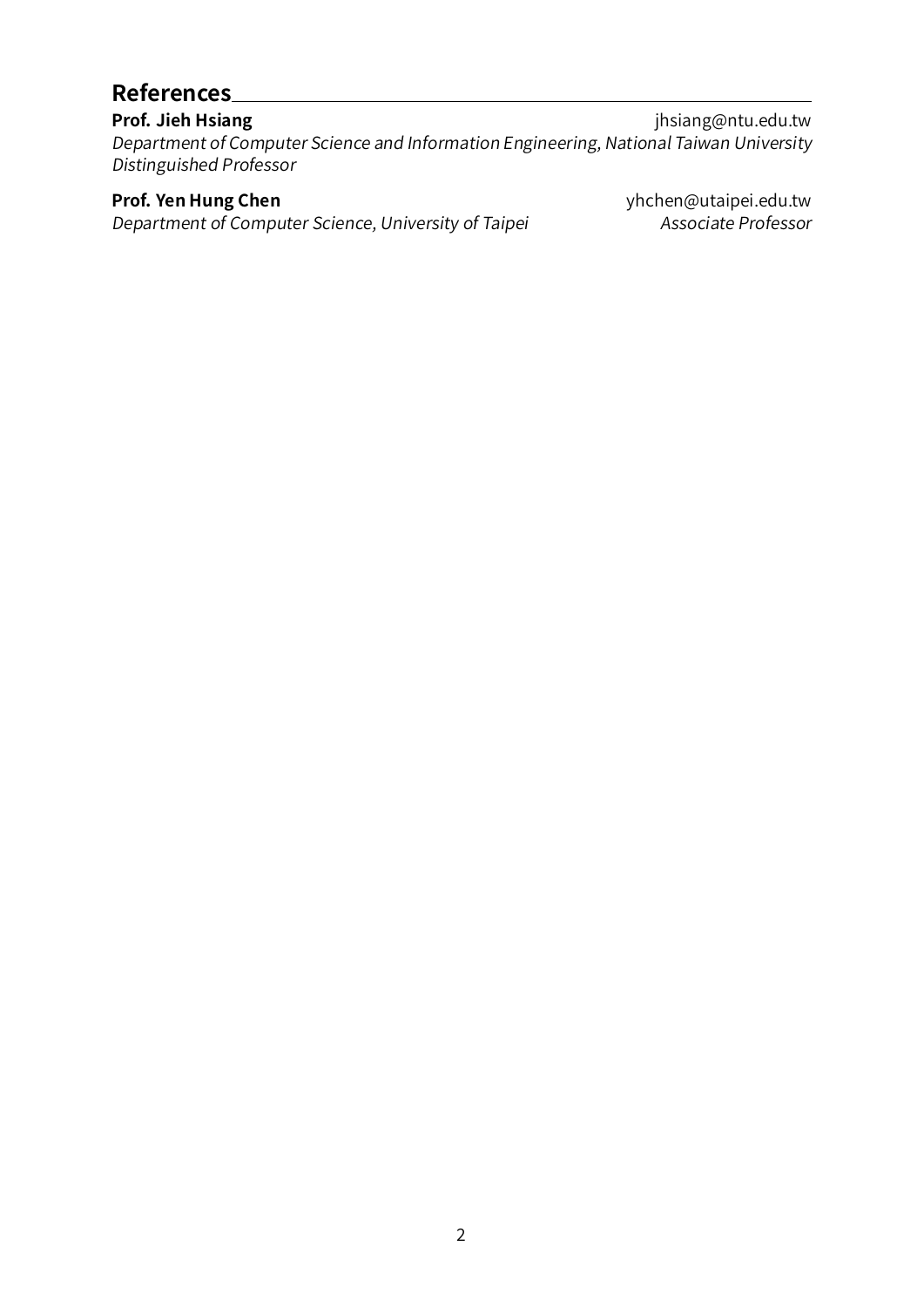## References

**Prof. Jieh Hsiang** jhsiang@ntu.edu.tw
*Department of Computer Science and Information Engineering, National Taiwan University*
*Distinguished Professor*

**Prof. Yen Hung Chen** yhchen@utaipei.edu.tw
*Department of Computer Science, University of Taipei* *Associate Professor*